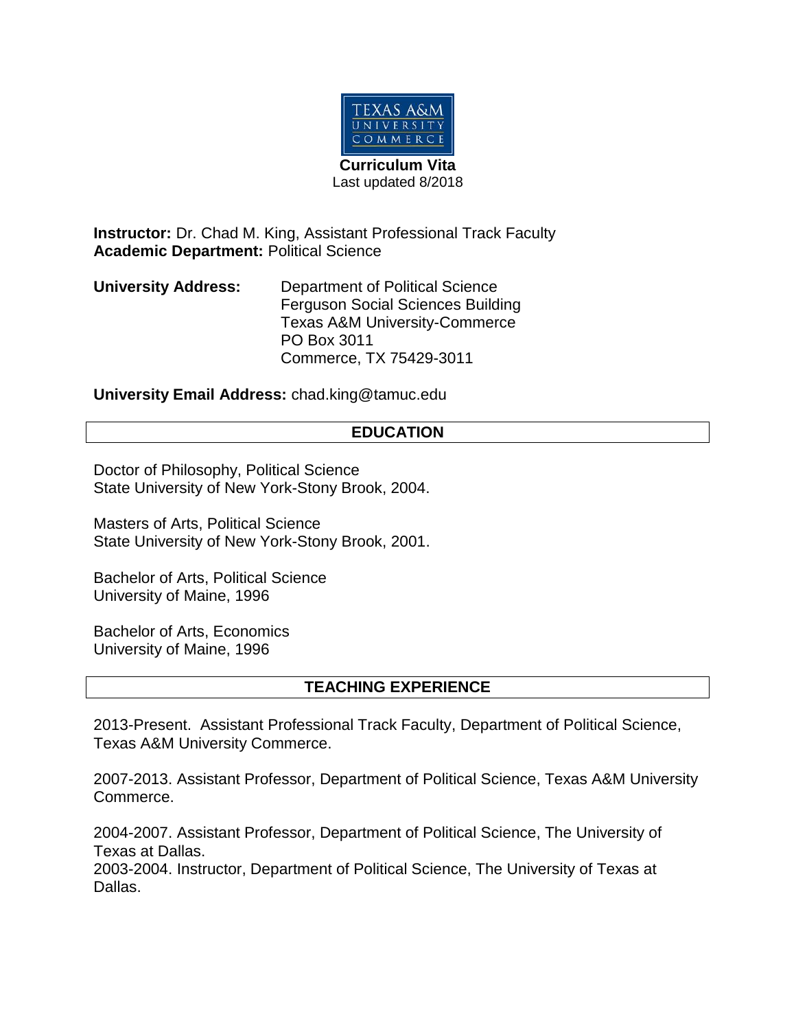TEXAS A&M UNIVERSITY COMMERCE

**Curriculum Vita**
Last updated 8/2018

**Instructor:** Dr. Chad M. King, Assistant Professional Track Faculty
**Academic Department:** Political Science

**University Address:** Department of Political Science
Ferguson Social Sciences Building
Texas A&M University-Commerce
PO Box 3011
Commerce, TX 75429-3011

**University Email Address:** chad.king@tamuc.edu

## EDUCATION

Doctor of Philosophy, Political Science
State University of New York-Stony Brook, 2004.

Masters of Arts, Political Science
State University of New York-Stony Brook, 2001.

Bachelor of Arts, Political Science
University of Maine, 1996

Bachelor of Arts, Economics
University of Maine, 1996

## TEACHING EXPERIENCE

2013-Present. Assistant Professional Track Faculty, Department of Political Science, Texas A&M University Commerce.

2007-2013. Assistant Professor, Department of Political Science, Texas A&M University Commerce.

2004-2007. Assistant Professor, Department of Political Science, The University of Texas at Dallas.
2003-2004. Instructor, Department of Political Science, The University of Texas at Dallas.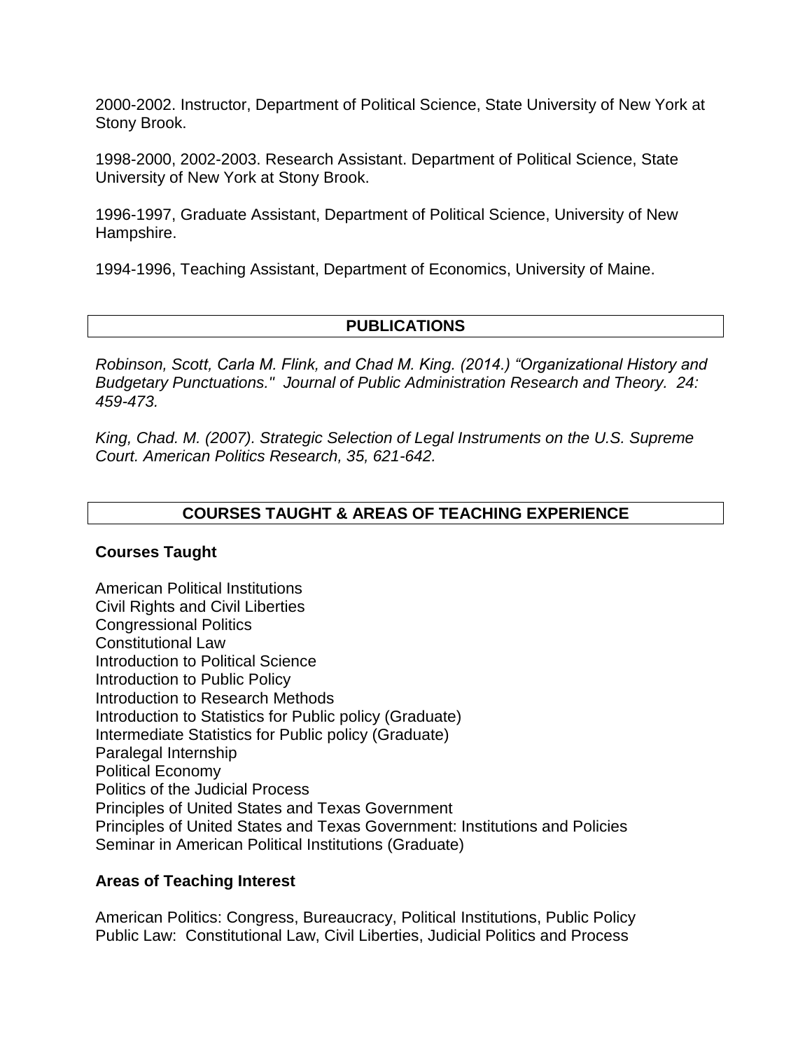2000-2002. Instructor, Department of Political Science, State University of New York at Stony Brook.

1998-2000, 2002-2003. Research Assistant. Department of Political Science, State University of New York at Stony Brook.

1996-1997, Graduate Assistant, Department of Political Science, University of New Hampshire.

1994-1996, Teaching Assistant, Department of Economics, University of Maine.

## PUBLICATIONS

*Robinson, Scott, Carla M. Flink, and Chad M. King. (2014.) "Organizational History and Budgetary Punctuations." Journal of Public Administration Research and Theory. 24: 459-473.*

*King, Chad. M. (2007). Strategic Selection of Legal Instruments on the U.S. Supreme Court. American Politics Research, 35, 621-642.*

## COURSES TAUGHT & AREAS OF TEACHING EXPERIENCE

**Courses Taught**

American Political Institutions
Civil Rights and Civil Liberties
Congressional Politics
Constitutional Law
Introduction to Political Science
Introduction to Public Policy
Introduction to Research Methods
Introduction to Statistics for Public policy (Graduate)
Intermediate Statistics for Public policy (Graduate)
Paralegal Internship
Political Economy
Politics of the Judicial Process
Principles of United States and Texas Government
Principles of United States and Texas Government: Institutions and Policies
Seminar in American Political Institutions (Graduate)

**Areas of Teaching Interest**

American Politics: Congress, Bureaucracy, Political Institutions, Public Policy
Public Law: Constitutional Law, Civil Liberties, Judicial Politics and Process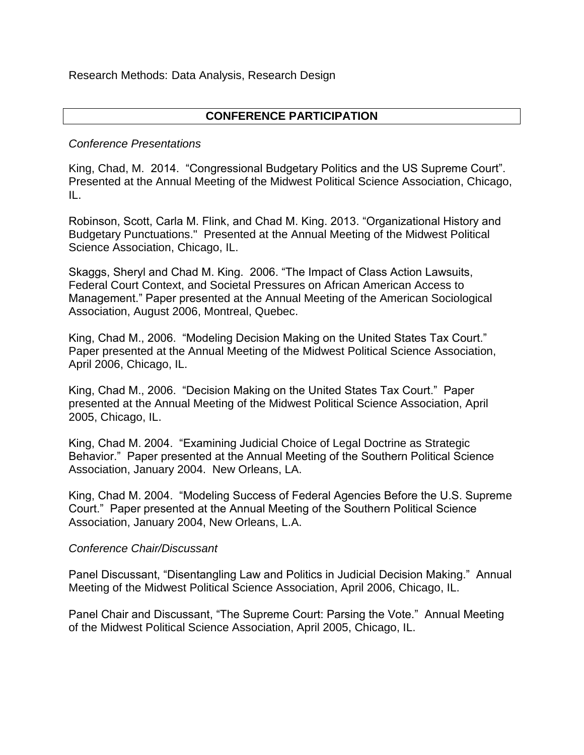Research Methods: Data Analysis, Research Design

## CONFERENCE PARTICIPATION

*Conference Presentations*

King, Chad, M. 2014. "Congressional Budgetary Politics and the US Supreme Court". Presented at the Annual Meeting of the Midwest Political Science Association, Chicago, IL.

Robinson, Scott, Carla M. Flink, and Chad M. King. 2013. "Organizational History and Budgetary Punctuations." Presented at the Annual Meeting of the Midwest Political Science Association, Chicago, IL.

Skaggs, Sheryl and Chad M. King. 2006. "The Impact of Class Action Lawsuits, Federal Court Context, and Societal Pressures on African American Access to Management." Paper presented at the Annual Meeting of the American Sociological Association, August 2006, Montreal, Quebec.

King, Chad M., 2006. "Modeling Decision Making on the United States Tax Court." Paper presented at the Annual Meeting of the Midwest Political Science Association, April 2006, Chicago, IL.

King, Chad M., 2006. "Decision Making on the United States Tax Court." Paper presented at the Annual Meeting of the Midwest Political Science Association, April 2005, Chicago, IL.

King, Chad M. 2004. "Examining Judicial Choice of Legal Doctrine as Strategic Behavior." Paper presented at the Annual Meeting of the Southern Political Science Association, January 2004. New Orleans, LA.

King, Chad M. 2004. "Modeling Success of Federal Agencies Before the U.S. Supreme Court." Paper presented at the Annual Meeting of the Southern Political Science Association, January 2004, New Orleans, L.A.

*Conference Chair/Discussant*

Panel Discussant, "Disentangling Law and Politics in Judicial Decision Making." Annual Meeting of the Midwest Political Science Association, April 2006, Chicago, IL.

Panel Chair and Discussant, "The Supreme Court: Parsing the Vote." Annual Meeting of the Midwest Political Science Association, April 2005, Chicago, IL.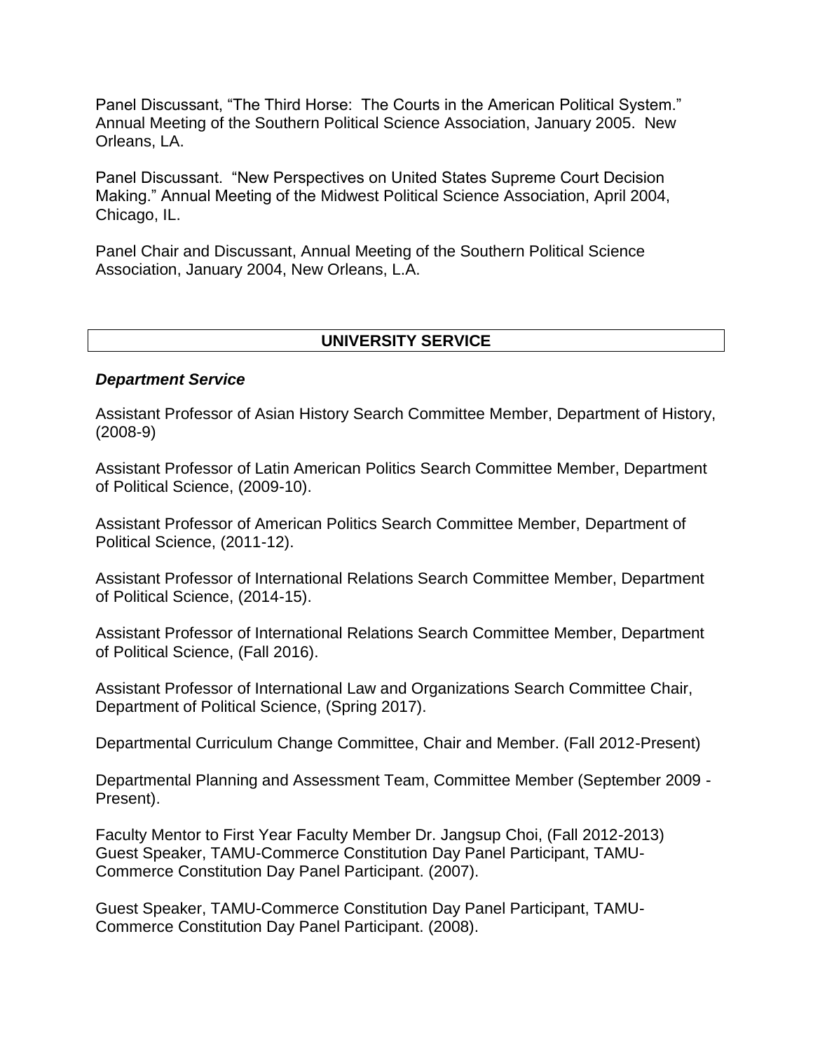Panel Discussant, “The Third Horse: The Courts in the American Political System.” Annual Meeting of the Southern Political Science Association, January 2005. New Orleans, LA.

Panel Discussant. “New Perspectives on United States Supreme Court Decision Making.” Annual Meeting of the Midwest Political Science Association, April 2004, Chicago, IL.

Panel Chair and Discussant, Annual Meeting of the Southern Political Science Association, January 2004, New Orleans, L.A.

## UNIVERSITY SERVICE

***Department Service***

Assistant Professor of Asian History Search Committee Member, Department of History, (2008-9)

Assistant Professor of Latin American Politics Search Committee Member, Department of Political Science, (2009-10).

Assistant Professor of American Politics Search Committee Member, Department of Political Science, (2011-12).

Assistant Professor of International Relations Search Committee Member, Department of Political Science, (2014-15).

Assistant Professor of International Relations Search Committee Member, Department of Political Science, (Fall 2016).

Assistant Professor of International Law and Organizations Search Committee Chair, Department of Political Science, (Spring 2017).

Departmental Curriculum Change Committee, Chair and Member. (Fall 2012-Present)

Departmental Planning and Assessment Team, Committee Member (September 2009 - Present).

Faculty Mentor to First Year Faculty Member Dr. Jangsup Choi, (Fall 2012-2013)
Guest Speaker, TAMU-Commerce Constitution Day Panel Participant, TAMU-Commerce Constitution Day Panel Participant. (2007).

Guest Speaker, TAMU-Commerce Constitution Day Panel Participant, TAMU-Commerce Constitution Day Panel Participant. (2008).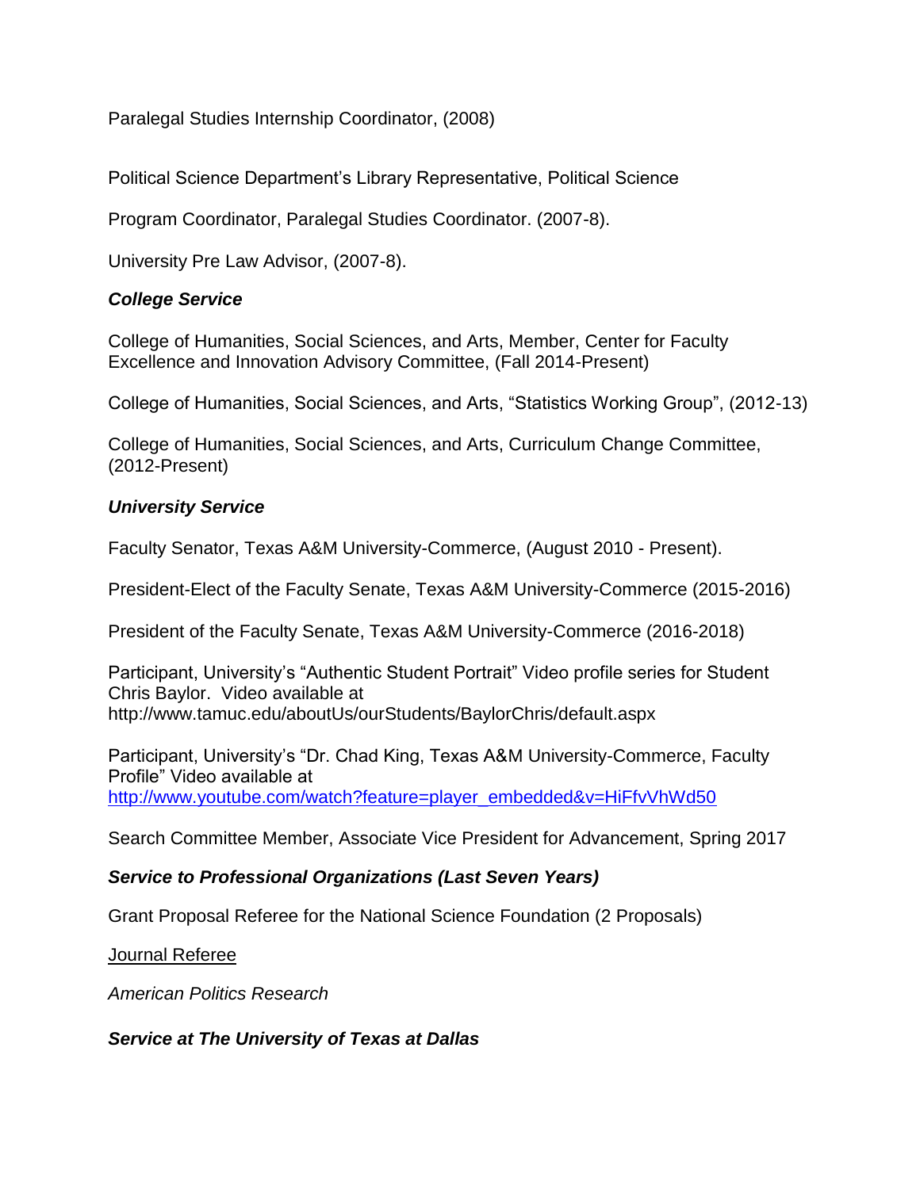Paralegal Studies Internship Coordinator, (2008)

Political Science Department's Library Representative, Political Science

Program Coordinator, Paralegal Studies Coordinator. (2007-8).

University Pre Law Advisor, (2007-8).

### *College Service*

College of Humanities, Social Sciences, and Arts, Member, Center for Faculty Excellence and Innovation Advisory Committee, (Fall 2014-Present)

College of Humanities, Social Sciences, and Arts, "Statistics Working Group", (2012-13)

College of Humanities, Social Sciences, and Arts, Curriculum Change Committee, (2012-Present)

### *University Service*

Faculty Senator, Texas A&M University-Commerce, (August 2010 - Present).

President-Elect of the Faculty Senate, Texas A&M University-Commerce (2015-2016)

President of the Faculty Senate, Texas A&M University-Commerce (2016-2018)

Participant, University's "Authentic Student Portrait" Video profile series for Student Chris Baylor. Video available at http://www.tamuc.edu/aboutUs/ourStudents/BaylorChris/default.aspx

Participant, University's "Dr. Chad King, Texas A&M University-Commerce, Faculty Profile" Video available at [http://www.youtube.com/watch?feature=player_embedded&v=HiFfvVhWd50](http://www.youtube.com/watch?feature=player_embedded&v=HiFfvVhWd50)

Search Committee Member, Associate Vice President for Advancement, Spring 2017

### *Service to Professional Organizations (Last Seven Years)*

Grant Proposal Referee for the National Science Foundation (2 Proposals)

<u>Journal Referee</u>

*American Politics Research*

### *Service at The University of Texas at Dallas*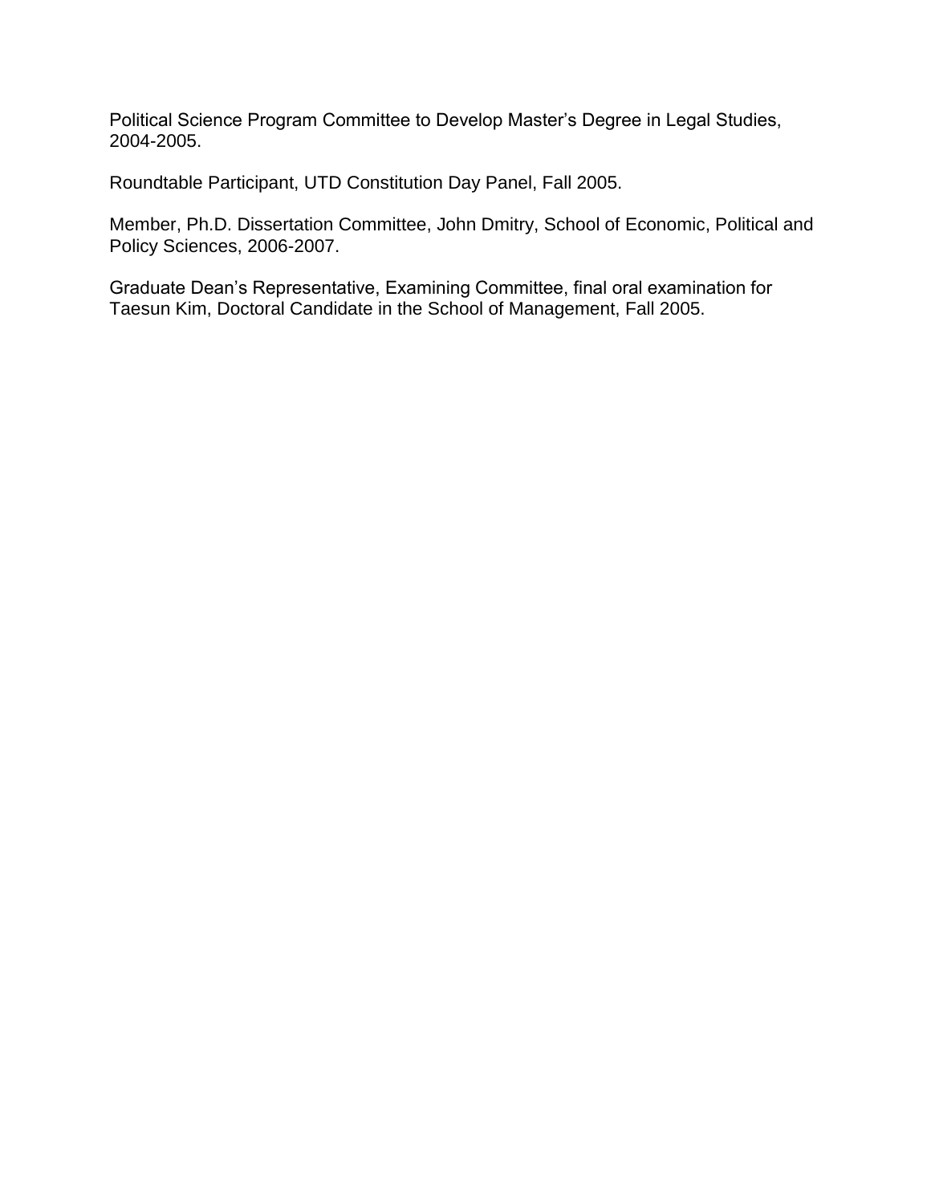Political Science Program Committee to Develop Master’s Degree in Legal Studies, 2004-2005.

Roundtable Participant, UTD Constitution Day Panel, Fall 2005.

Member, Ph.D. Dissertation Committee, John Dmitry, School of Economic, Political and Policy Sciences, 2006-2007.

Graduate Dean’s Representative, Examining Committee, final oral examination for Taesun Kim, Doctoral Candidate in the School of Management, Fall 2005.